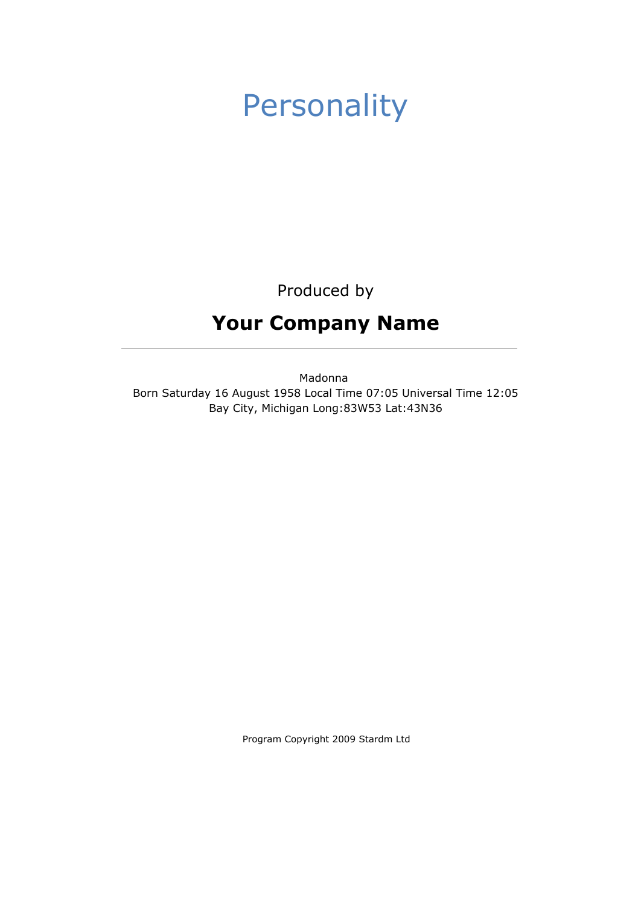# Personality

Produced by

## Your Company Name

---

Madonna
Born Saturday 16 August 1958 Local Time 07:05 Universal Time 12:05
Bay City, Michigan Long:83W53 Lat:43N36

Program Copyright 2009 Stardm Ltd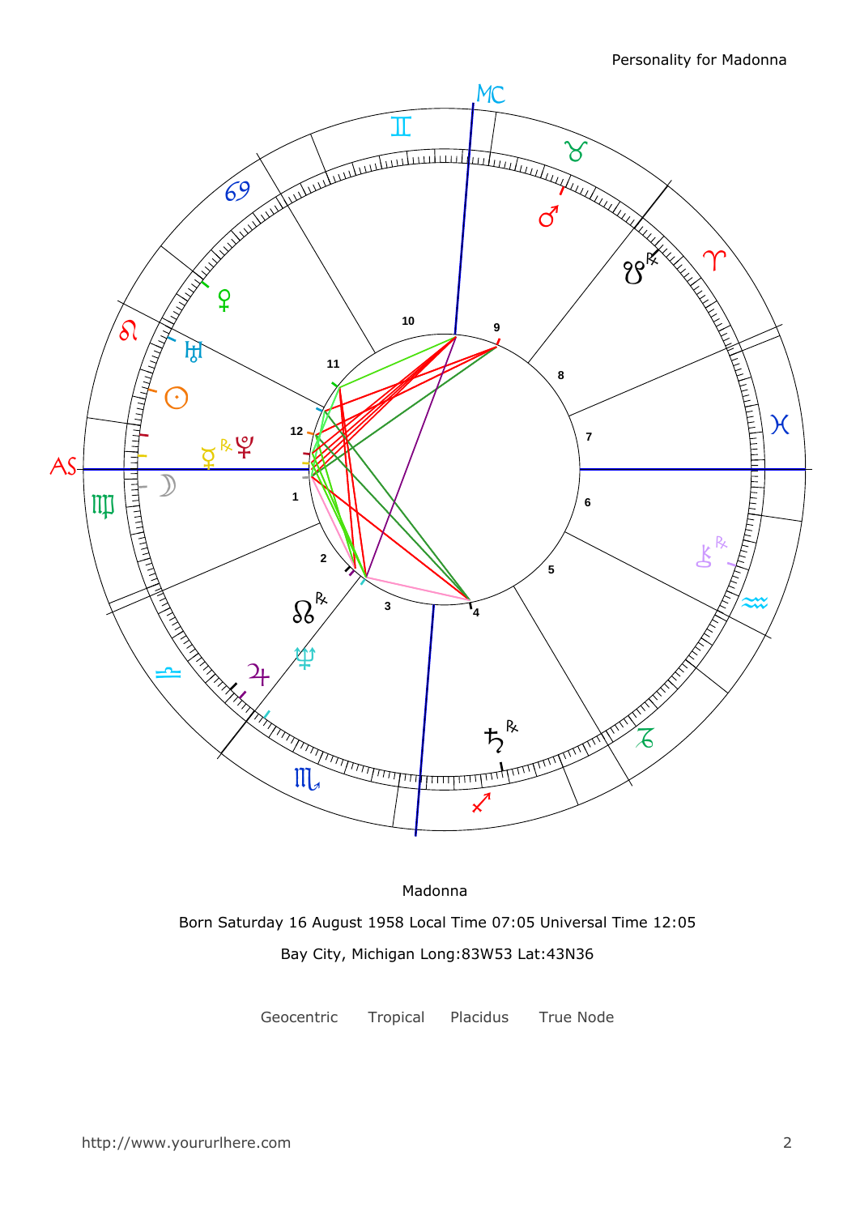Madonna

Born Saturday 16 August 1958 Local Time 07:05 Universal Time 12:05

Bay City, Michigan Long:83W53 Lat:43N36

Geocentric Tropical Placidus True Node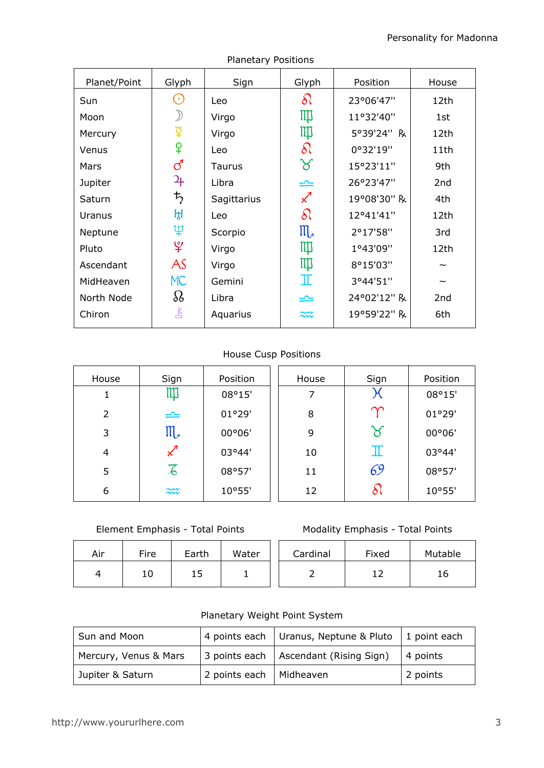## Planetary Positions

| Planet/Point | Glyph | Sign | Glyph | Position | House |
|---|---|---|---|---|---|
| Sun | ☉ | Leo | ♌ | 23°06'47" | 12th |
| Moon | ☽ | Virgo | ♍ | 11°32'40" | 1st |
| Mercury | ☿ | Virgo | ♍ | 5°39'24" ℞ | 12th |
| Venus | ♀ | Leo | ♌ | 0°32'19" | 11th |
| Mars | ♂ | Taurus | ♉ | 15°23'11" | 9th |
| Jupiter | ♃ | Libra | ♎ | 26°23'47" | 2nd |
| Saturn | ♄ | Sagittarius | ♐ | 19°08'30" ℞ | 4th |
| Uranus | ♅ | Leo | ♌ | 12°41'41" | 12th |
| Neptune | ♆ | Scorpio | ♏ | 2°17'58" | 3rd |
| Pluto | ♇ | Virgo | ♍ | 1°43'09" | 12th |
| Ascendant | AS | Virgo | ♍ | 8°15'03" | ~ |
| MidHeaven | MC | Gemini | ♊ | 3°44'51" | ~ |
| North Node | ☊ | Libra | ♎ | 24°02'12" ℞ | 2nd |
| Chiron | ⚷ | Aquarius | ♒ | 19°59'22" ℞ | 6th |

## House Cusp Positions

| House | Sign | Position | House | Sign | Position |
|---|---|---|---|---|---|
| 1 | ♍ | 08°15' | 7 | ♓ | 08°15' |
| 2 | ♎ | 01°29' | 8 | ♈ | 01°29' |
| 3 | ♏ | 00°06' | 9 | ♉ | 00°06' |
| 4 | ♐ | 03°44' | 10 | ♊ | 03°44' |
| 5 | ♑ | 08°57' | 11 | ♋ | 08°57' |
| 6 | ♒ | 10°55' | 12 | ♌ | 10°55' |

## Element Emphasis - Total Points

| Air | Fire | Earth | Water |
|---|---|---|---|
| 4 | 10 | 15 | 1 |

## Modality Emphasis - Total Points

| Cardinal | Fixed | Mutable |
|---|---|---|
| 2 | 12 | 16 |

## Planetary Weight Point System

| | | | |
|---|---|---|---|
| Sun and Moon | 4 points each | Uranus, Neptune & Pluto | 1 point each |
| Mercury, Venus & Mars | 3 points each | Ascendant (Rising Sign) | 4 points |
| Jupiter & Saturn | 2 points each | Midheaven | 2 points |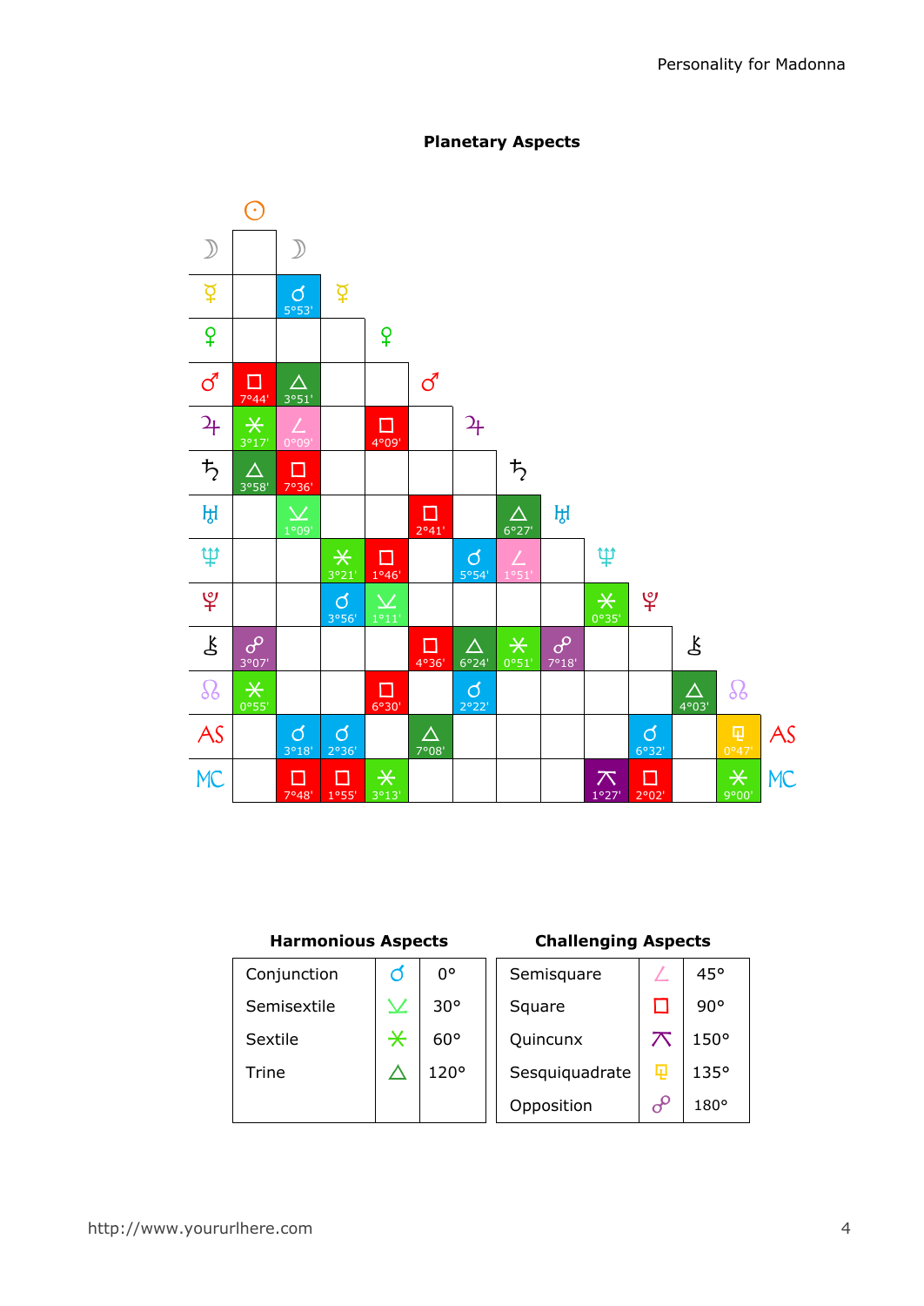## Planetary Aspects

| | ☉ | ☽ | ☿ | ♀ | ♂ | ♃ | ♄ | ♅ | ♆ | ♇ | ⚷ | ☊ | AS |
|---|---|---|---|---|---|---|---|---|---|---|---|---|---|
| ☽ | | | | | | | | | | | | | |
| ☿ | | ☌ 5°53' | | | | | | | | | | | |
| ♀ | | | | | | | | | | | | | |
| ♂ | □ 7°44' | △ 3°51' | | | | | | | | | | | |
| ♃ | ⚹ 3°17' | ∠ 0°09' | | □ 4°09' | | | | | | | | | |
| ♄ | △ 3°58' | □ 7°36' | | | | | | | | | | | |
| ♅ | | ⚺ 1°09' | | | □ 2°41' | | △ 6°27' | | | | | | |
| ♆ | | | ⚹ 3°21' | □ 1°46' | | ☌ 5°54' | ∠ 1°51' | | | | | | |
| ♇ | | | ☌ 3°56' | ⚺ 1°11' | | | | | ⚹ 0°35' | | | | |
| ⚷ | ☍ 3°07' | | | | □ 4°36' | △ 6°24' | ⚹ 0°51' | ☍ 7°18' | | | | | |
| ☊ | ⚹ 0°55' | | | □ 6°30' | | ☌ 2°22' | | | | | △ 4°03' | | |
| AS | | ☌ 3°18' | ☌ 2°36' | | △ 7°08' | | | | | ☌ 6°32' | | ⚼ 0°47' | |
| MC | | □ 7°48' | □ 1°55' | ⚹ 3°13' | | | | | ⚻ 1°27' | □ 2°02' | | ⚹ 9°00' | |

| Harmonious Aspects | | |
|---|---|---|
| Conjunction | ☌ | 0° |
| Semisextile | ⚺ | 30° |
| Sextile | ⚹ | 60° |
| Trine | △ | 120° |

| Challenging Aspects | | |
|---|---|---|
| Semisquare | ∠ | 45° |
| Square | □ | 90° |
| Quincunx | ⚻ | 150° |
| Sesquiquadrate | ⚼ | 135° |
| Opposition | ☍ | 180° |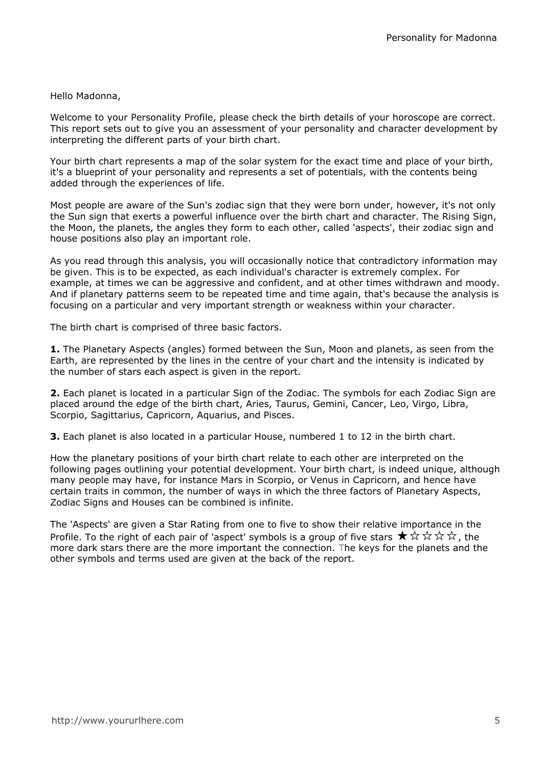Hello Madonna,

Welcome to your Personality Profile, please check the birth details of your horoscope are correct. This report sets out to give you an assessment of your personality and character development by interpreting the different parts of your birth chart.

Your birth chart represents a map of the solar system for the exact time and place of your birth, it's a blueprint of your personality and represents a set of potentials, with the contents being added through the experiences of life.

Most people are aware of the Sun's zodiac sign that they were born under, however, it's not only the Sun sign that exerts a powerful influence over the birth chart and character. The Rising Sign, the Moon, the planets, the angles they form to each other, called 'aspects', their zodiac sign and house positions also play an important role.

As you read through this analysis, you will occasionally notice that contradictory information may be given. This is to be expected, as each individual's character is extremely complex. For example, at times we can be aggressive and confident, and at other times withdrawn and moody. And if planetary patterns seem to be repeated time and time again, that's because the analysis is focusing on a particular and very important strength or weakness within your character.

The birth chart is comprised of three basic factors.

**1.** The Planetary Aspects (angles) formed between the Sun, Moon and planets, as seen from the Earth, are represented by the lines in the centre of your chart and the intensity is indicated by the number of stars each aspect is given in the report.

**2.** Each planet is located in a particular Sign of the Zodiac. The symbols for each Zodiac Sign are placed around the edge of the birth chart, Aries, Taurus, Gemini, Cancer, Leo, Virgo, Libra, Scorpio, Sagittarius, Capricorn, Aquarius, and Pisces.

**3.** Each planet is also located in a particular House, numbered 1 to 12 in the birth chart.

How the planetary positions of your birth chart relate to each other are interpreted on the following pages outlining your potential development. Your birth chart, is indeed unique, although many people may have, for instance Mars in Scorpio, or Venus in Capricorn, and hence have certain traits in common, the number of ways in which the three factors of Planetary Aspects, Zodiac Signs and Houses can be combined is infinite.

The 'Aspects' are given a Star Rating from one to five to show their relative importance in the Profile. To the right of each pair of 'aspect' symbols is a group of five stars ★☆☆☆☆, the more dark stars there are the more important the connection. The keys for the planets and the other symbols and terms used are given at the back of the report.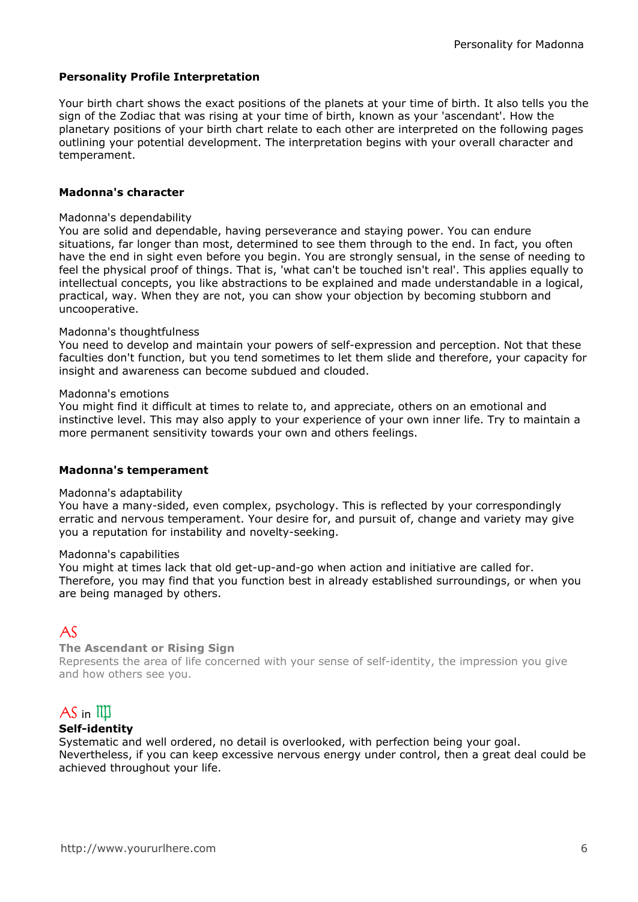**Personality Profile Interpretation**

Your birth chart shows the exact positions of the planets at your time of birth. It also tells you the sign of the Zodiac that was rising at your time of birth, known as your 'ascendant'. How the planetary positions of your birth chart relate to each other are interpreted on the following pages outlining your potential development. The interpretation begins with your overall character and temperament.

**Madonna's character**

Madonna's dependability
You are solid and dependable, having perseverance and staying power. You can endure situations, far longer than most, determined to see them through to the end. In fact, you often have the end in sight even before you begin. You are strongly sensual, in the sense of needing to feel the physical proof of things. That is, 'what can't be touched isn't real'. This applies equally to intellectual concepts, you like abstractions to be explained and made understandable in a logical, practical, way. When they are not, you can show your objection by becoming stubborn and uncooperative.

Madonna's thoughtfulness
You need to develop and maintain your powers of self-expression and perception. Not that these faculties don't function, but you tend sometimes to let them slide and therefore, your capacity for insight and awareness can become subdued and clouded.

Madonna's emotions
You might find it difficult at times to relate to, and appreciate, others on an emotional and instinctive level. This may also apply to your experience of your own inner life. Try to maintain a more permanent sensitivity towards your own and others feelings.

**Madonna's temperament**

Madonna's adaptability
You have a many-sided, even complex, psychology. This is reflected by your correspondingly erratic and nervous temperament. Your desire for, and pursuit of, change and variety may give you a reputation for instability and novelty-seeking.

Madonna's capabilities
You might at times lack that old get-up-and-go when action and initiative are called for. Therefore, you may find that you function best in already established surroundings, or when you are being managed by others.

AS

**The Ascendant or Rising Sign**
Represents the area of life concerned with your sense of self-identity, the impression you give and how others see you.

AS in ♍

**Self-identity**
Systematic and well ordered, no detail is overlooked, with perfection being your goal. Nevertheless, if you can keep excessive nervous energy under control, then a great deal could be achieved throughout your life.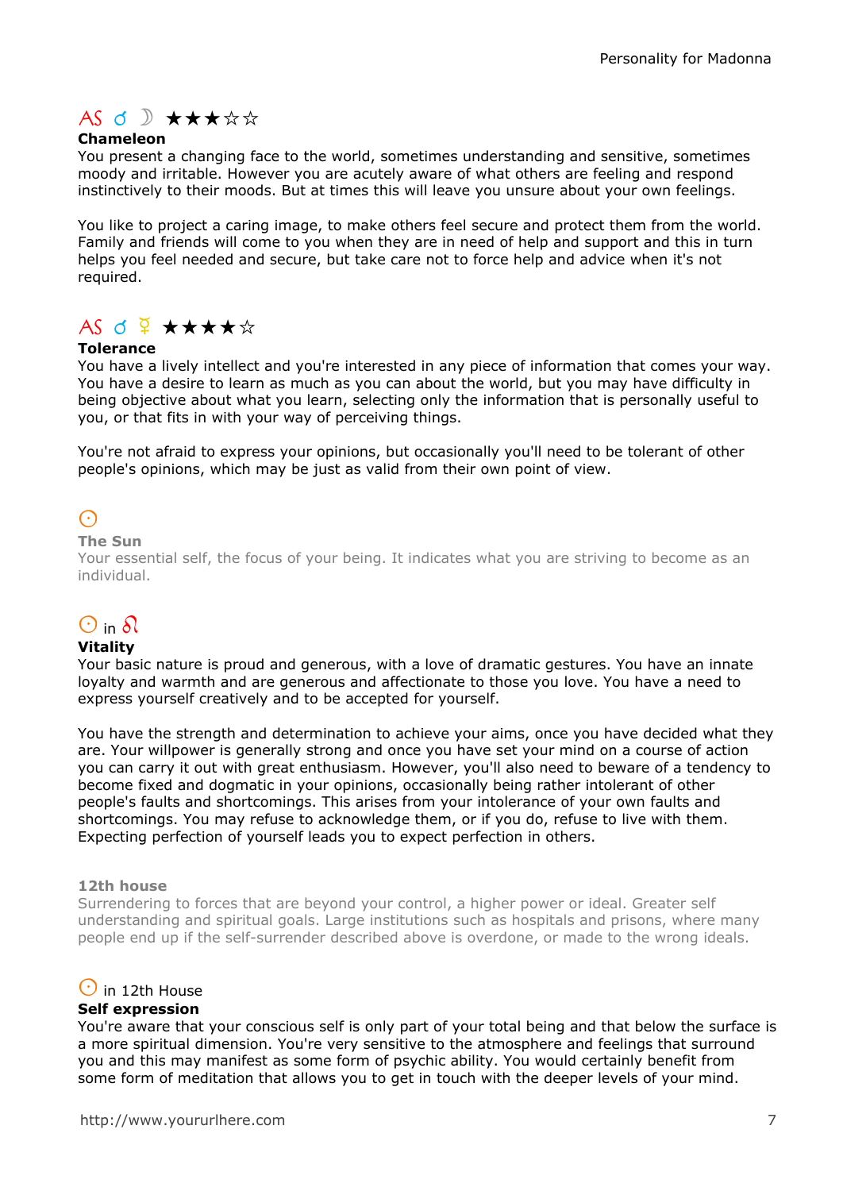AS ☌ ☽ ★★★☆☆

**Chameleon**

You present a changing face to the world, sometimes understanding and sensitive, sometimes moody and irritable. However you are acutely aware of what others are feeling and respond instinctively to their moods. But at times this will leave you unsure about your own feelings.

You like to project a caring image, to make others feel secure and protect them from the world. Family and friends will come to you when they are in need of help and support and this in turn helps you feel needed and secure, but take care not to force help and advice when it's not required.

AS ☌ ☿ ★★★★☆

**Tolerance**

You have a lively intellect and you're interested in any piece of information that comes your way. You have a desire to learn as much as you can about the world, but you may have difficulty in being objective about what you learn, selecting only the information that is personally useful to you, or that fits in with your way of perceiving things.

You're not afraid to express your opinions, but occasionally you'll need to be tolerant of other people's opinions, which may be just as valid from their own point of view.

☉

**The Sun**

Your essential self, the focus of your being. It indicates what you are striving to become as an individual.

☉ in ♌

**Vitality**

Your basic nature is proud and generous, with a love of dramatic gestures. You have an innate loyalty and warmth and are generous and affectionate to those you love. You have a need to express yourself creatively and to be accepted for yourself.

You have the strength and determination to achieve your aims, once you have decided what they are. Your willpower is generally strong and once you have set your mind on a course of action you can carry it out with great enthusiasm. However, you'll also need to beware of a tendency to become fixed and dogmatic in your opinions, occasionally being rather intolerant of other people's faults and shortcomings. This arises from your intolerance of your own faults and shortcomings. You may refuse to acknowledge them, or if you do, refuse to live with them. Expecting perfection of yourself leads you to expect perfection in others.

**12th house**

Surrendering to forces that are beyond your control, a higher power or ideal. Greater self understanding and spiritual goals. Large institutions such as hospitals and prisons, where many people end up if the self-surrender described above is overdone, or made to the wrong ideals.

☉ in 12th House

**Self expression**

You're aware that your conscious self is only part of your total being and that below the surface is a more spiritual dimension. You're very sensitive to the atmosphere and feelings that surround you and this may manifest as some form of psychic ability. You would certainly benefit from some form of meditation that allows you to get in touch with the deeper levels of your mind.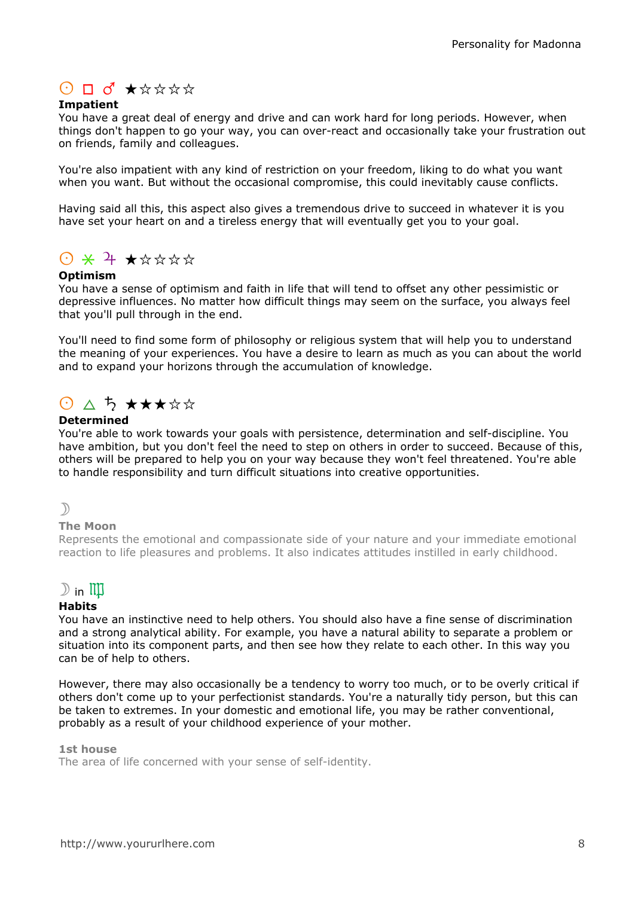☉ □ ♂ ★☆☆☆☆

**Impatient**

You have a great deal of energy and drive and can work hard for long periods. However, when things don't happen to go your way, you can over-react and occasionally take your frustration out on friends, family and colleagues.

You're also impatient with any kind of restriction on your freedom, liking to do what you want when you want. But without the occasional compromise, this could inevitably cause conflicts.

Having said all this, this aspect also gives a tremendous drive to succeed in whatever it is you have set your heart on and a tireless energy that will eventually get you to your goal.

☉ ⚹ ♃ ★☆☆☆☆

**Optimism**

You have a sense of optimism and faith in life that will tend to offset any other pessimistic or depressive influences. No matter how difficult things may seem on the surface, you always feel that you'll pull through in the end.

You'll need to find some form of philosophy or religious system that will help you to understand the meaning of your experiences. You have a desire to learn as much as you can about the world and to expand your horizons through the accumulation of knowledge.

☉ △ ♄ ★★★☆☆

**Determined**

You're able to work towards your goals with persistence, determination and self-discipline. You have ambition, but you don't feel the need to step on others in order to succeed. Because of this, others will be prepared to help you on your way because they won't feel threatened. You're able to handle responsibility and turn difficult situations into creative opportunities.

☽

**The Moon**

Represents the emotional and compassionate side of your nature and your immediate emotional reaction to life pleasures and problems. It also indicates attitudes instilled in early childhood.

☽ in ♍

**Habits**

You have an instinctive need to help others. You should also have a fine sense of discrimination and a strong analytical ability. For example, you have a natural ability to separate a problem or situation into its component parts, and then see how they relate to each other. In this way you can be of help to others.

However, there may also occasionally be a tendency to worry too much, or to be overly critical if others don't come up to your perfectionist standards. You're a naturally tidy person, but this can be taken to extremes. In your domestic and emotional life, you may be rather conventional, probably as a result of your childhood experience of your mother.

**1st house**

The area of life concerned with your sense of self-identity.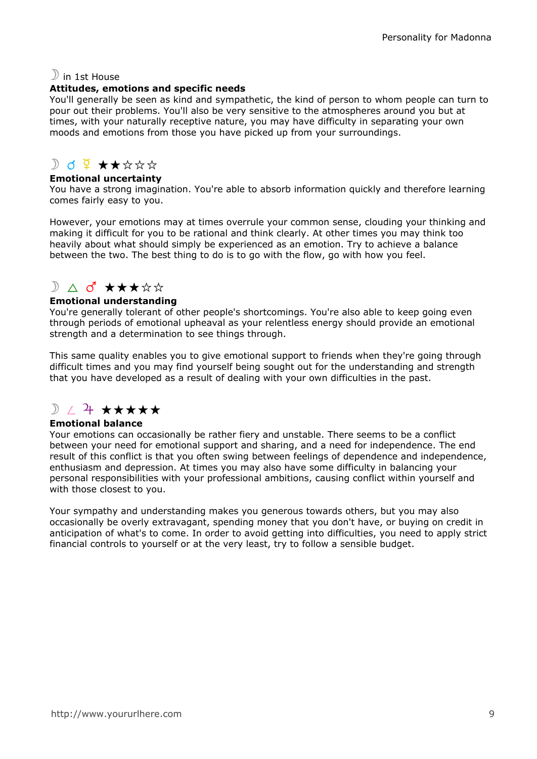☽ in 1st House

**Attitudes, emotions and specific needs**

You'll generally be seen as kind and sympathetic, the kind of person to whom people can turn to pour out their problems. You'll also be very sensitive to the atmospheres around you but at times, with your naturally receptive nature, you may have difficulty in separating your own moods and emotions from those you have picked up from your surroundings.

☽ ☌ ☿ ★★☆☆☆

**Emotional uncertainty**

You have a strong imagination. You're able to absorb information quickly and therefore learning comes fairly easy to you.

However, your emotions may at times overrule your common sense, clouding your thinking and making it difficult for you to be rational and think clearly. At other times you may think too heavily about what should simply be experienced as an emotion. Try to achieve a balance between the two. The best thing to do is to go with the flow, go with how you feel.

☽ △ ♂ ★★★☆☆

**Emotional understanding**

You're generally tolerant of other people's shortcomings. You're also able to keep going even through periods of emotional upheaval as your relentless energy should provide an emotional strength and a determination to see things through.

This same quality enables you to give emotional support to friends when they're going through difficult times and you may find yourself being sought out for the understanding and strength that you have developed as a result of dealing with your own difficulties in the past.

☽ ∠ ♃ ★★★★★

**Emotional balance**

Your emotions can occasionally be rather fiery and unstable. There seems to be a conflict between your need for emotional support and sharing, and a need for independence. The end result of this conflict is that you often swing between feelings of dependence and independence, enthusiasm and depression. At times you may also have some difficulty in balancing your personal responsibilities with your professional ambitions, causing conflict within yourself and with those closest to you.

Your sympathy and understanding makes you generous towards others, but you may also occasionally be overly extravagant, spending money that you don't have, or buying on credit in anticipation of what's to come. In order to avoid getting into difficulties, you need to apply strict financial controls to yourself or at the very least, try to follow a sensible budget.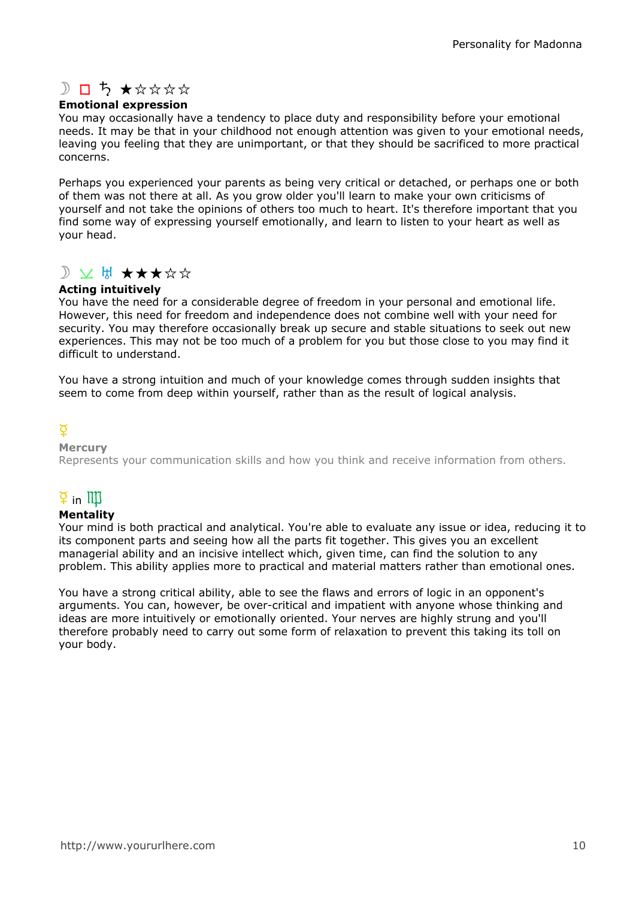☽ □ ♄ ★☆☆☆☆

**Emotional expression**

You may occasionally have a tendency to place duty and responsibility before your emotional needs. It may be that in your childhood not enough attention was given to your emotional needs, leaving you feeling that they are unimportant, or that they should be sacrificed to more practical concerns.

Perhaps you experienced your parents as being very critical or detached, or perhaps one or both of them was not there at all. As you grow older you'll learn to make your own criticisms of yourself and not take the opinions of others too much to heart. It's therefore important that you find some way of expressing yourself emotionally, and learn to listen to your heart as well as your head.

☽ ⊻ ♅ ★★★☆☆

**Acting intuitively**

You have the need for a considerable degree of freedom in your personal and emotional life. However, this need for freedom and independence does not combine well with your need for security. You may therefore occasionally break up secure and stable situations to seek out new experiences. This may not be too much of a problem for you but those close to you may find it difficult to understand.

You have a strong intuition and much of your knowledge comes through sudden insights that seem to come from deep within yourself, rather than as the result of logical analysis.

☿

**Mercury**

Represents your communication skills and how you think and receive information from others.

☿ in ♍

**Mentality**

Your mind is both practical and analytical. You're able to evaluate any issue or idea, reducing it to its component parts and seeing how all the parts fit together. This gives you an excellent managerial ability and an incisive intellect which, given time, can find the solution to any problem. This ability applies more to practical and material matters rather than emotional ones.

You have a strong critical ability, able to see the flaws and errors of logic in an opponent's arguments. You can, however, be over-critical and impatient with anyone whose thinking and ideas are more intuitively or emotionally oriented. Your nerves are highly strung and you'll therefore probably need to carry out some form of relaxation to prevent this taking its toll on your body.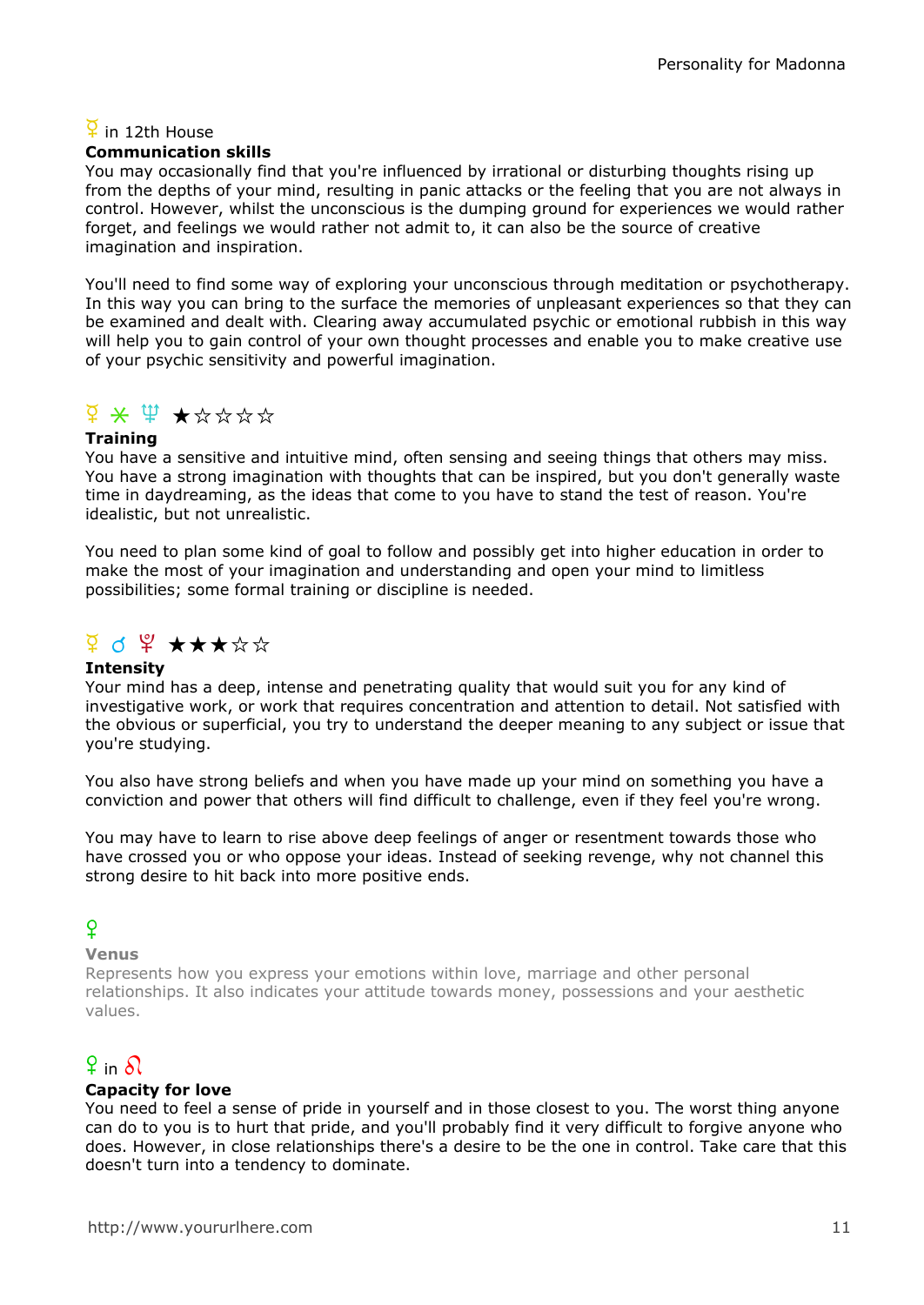☿ in 12th House

**Communication skills**

You may occasionally find that you're influenced by irrational or disturbing thoughts rising up from the depths of your mind, resulting in panic attacks or the feeling that you are not always in control. However, whilst the unconscious is the dumping ground for experiences we would rather forget, and feelings we would rather not admit to, it can also be the source of creative imagination and inspiration.

You'll need to find some way of exploring your unconscious through meditation or psychotherapy. In this way you can bring to the surface the memories of unpleasant experiences so that they can be examined and dealt with. Clearing away accumulated psychic or emotional rubbish in this way will help you to gain control of your own thought processes and enable you to make creative use of your psychic sensitivity and powerful imagination.

☿ ⚹ ♆ ★☆☆☆☆

**Training**

You have a sensitive and intuitive mind, often sensing and seeing things that others may miss. You have a strong imagination with thoughts that can be inspired, but you don't generally waste time in daydreaming, as the ideas that come to you have to stand the test of reason. You're idealistic, but not unrealistic.

You need to plan some kind of goal to follow and possibly get into higher education in order to make the most of your imagination and understanding and open your mind to limitless possibilities; some formal training or discipline is needed.

☿ ☌ ♇ ★★★☆☆

**Intensity**

Your mind has a deep, intense and penetrating quality that would suit you for any kind of investigative work, or work that requires concentration and attention to detail. Not satisfied with the obvious or superficial, you try to understand the deeper meaning to any subject or issue that you're studying.

You also have strong beliefs and when you have made up your mind on something you have a conviction and power that others will find difficult to challenge, even if they feel you're wrong.

You may have to learn to rise above deep feelings of anger or resentment towards those who have crossed you or who oppose your ideas. Instead of seeking revenge, why not channel this strong desire to hit back into more positive ends.

♀

**Venus**

Represents how you express your emotions within love, marriage and other personal relationships. It also indicates your attitude towards money, possessions and your aesthetic values.

♀ in ♌

**Capacity for love**

You need to feel a sense of pride in yourself and in those closest to you. The worst thing anyone can do to you is to hurt that pride, and you'll probably find it very difficult to forgive anyone who does. However, in close relationships there's a desire to be the one in control. Take care that this doesn't turn into a tendency to dominate.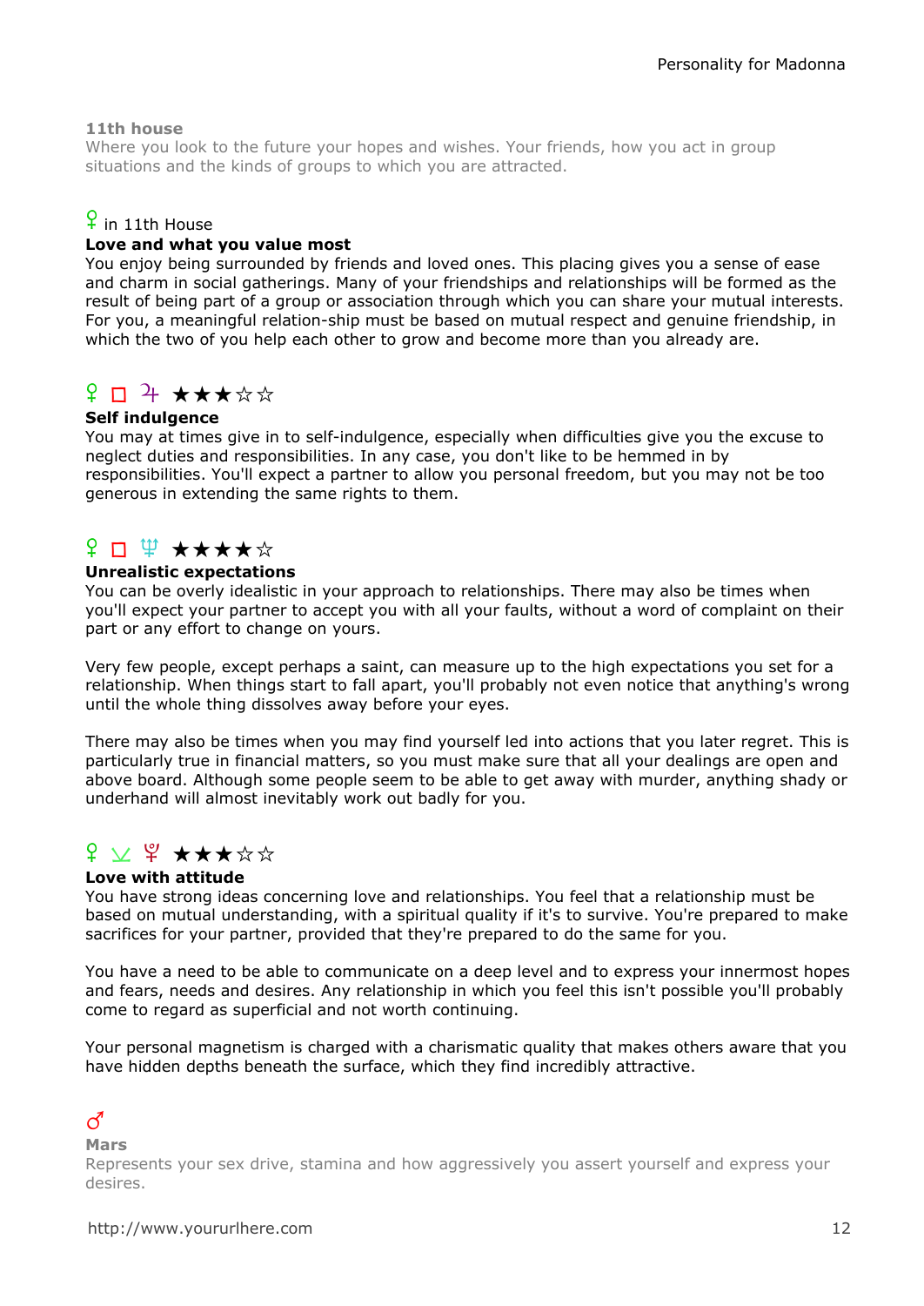**11th house**

Where you look to the future your hopes and wishes. Your friends, how you act in group situations and the kinds of groups to which you are attracted.

♀ in 11th House

**Love and what you value most**

You enjoy being surrounded by friends and loved ones. This placing gives you a sense of ease and charm in social gatherings. Many of your friendships and relationships will be formed as the result of being part of a group or association through which you can share your mutual interests. For you, a meaningful relation-ship must be based on mutual respect and genuine friendship, in which the two of you help each other to grow and become more than you already are.

♀ □ ♃ ★★★☆☆

**Self indulgence**

You may at times give in to self-indulgence, especially when difficulties give you the excuse to neglect duties and responsibilities. In any case, you don't like to be hemmed in by responsibilities. You'll expect a partner to allow you personal freedom, but you may not be too generous in extending the same rights to them.

♀ □ ♆ ★★★★☆

**Unrealistic expectations**

You can be overly idealistic in your approach to relationships. There may also be times when you'll expect your partner to accept you with all your faults, without a word of complaint on their part or any effort to change on yours.

Very few people, except perhaps a saint, can measure up to the high expectations you set for a relationship. When things start to fall apart, you'll probably not even notice that anything's wrong until the whole thing dissolves away before your eyes.

There may also be times when you may find yourself led into actions that you later regret. This is particularly true in financial matters, so you must make sure that all your dealings are open and above board. Although some people seem to be able to get away with murder, anything shady or underhand will almost inevitably work out badly for you.

♀ ⊻ ♇ ★★★☆☆

**Love with attitude**

You have strong ideas concerning love and relationships. You feel that a relationship must be based on mutual understanding, with a spiritual quality if it's to survive. You're prepared to make sacrifices for your partner, provided that they're prepared to do the same for you.

You have a need to be able to communicate on a deep level and to express your innermost hopes and fears, needs and desires. Any relationship in which you feel this isn't possible you'll probably come to regard as superficial and not worth continuing.

Your personal magnetism is charged with a charismatic quality that makes others aware that you have hidden depths beneath the surface, which they find incredibly attractive.

♂

**Mars**

Represents your sex drive, stamina and how aggressively you assert yourself and express your desires.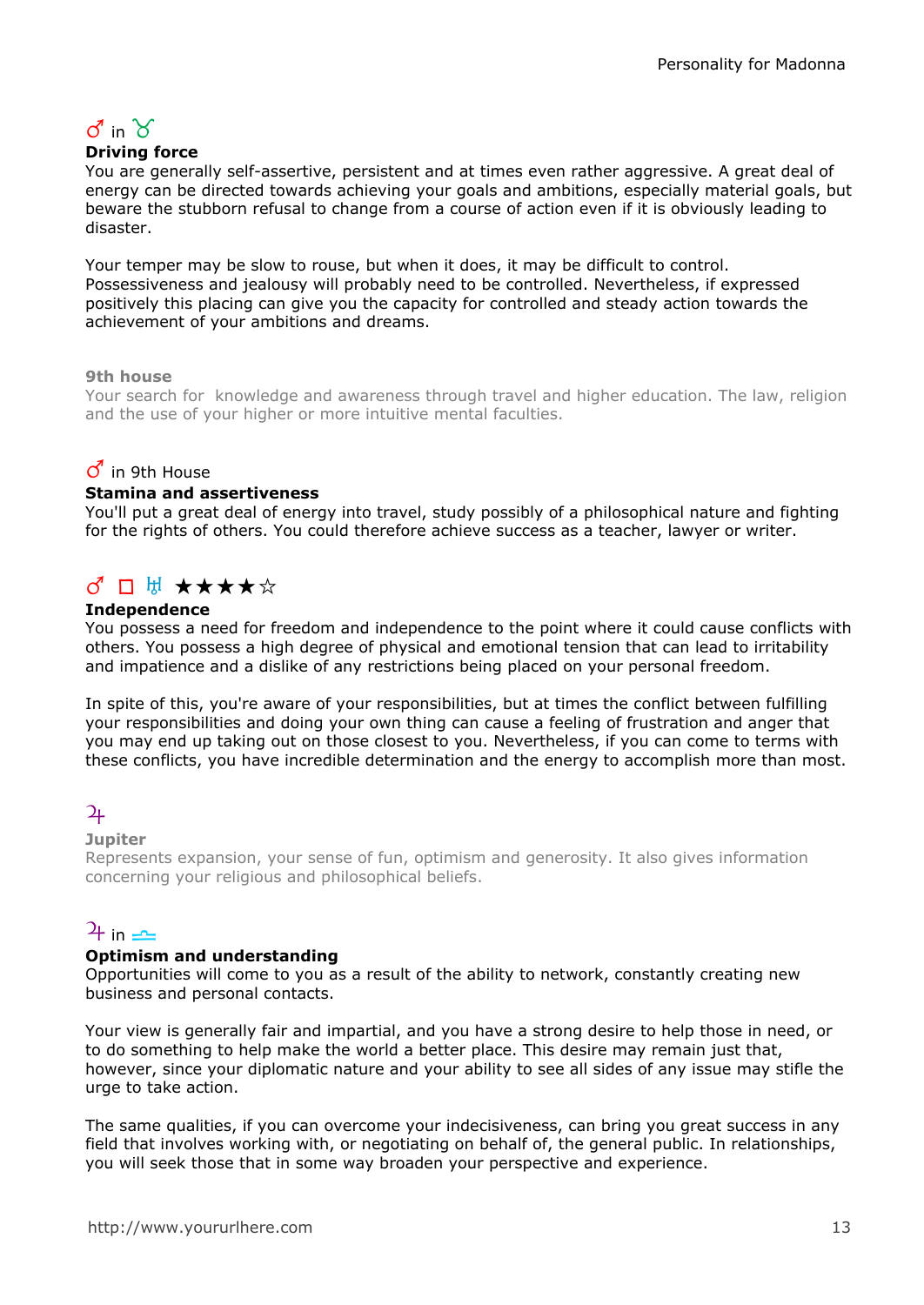♂ in ♉

**Driving force**

You are generally self-assertive, persistent and at times even rather aggressive. A great deal of energy can be directed towards achieving your goals and ambitions, especially material goals, but beware the stubborn refusal to change from a course of action even if it is obviously leading to disaster.

Your temper may be slow to rouse, but when it does, it may be difficult to control. Possessiveness and jealousy will probably need to be controlled. Nevertheless, if expressed positively this placing can give you the capacity for controlled and steady action towards the achievement of your ambitions and dreams.

**9th house**

Your search for knowledge and awareness through travel and higher education. The law, religion and the use of your higher or more intuitive mental faculties.

♂ in 9th House

**Stamina and assertiveness**

You'll put a great deal of energy into travel, study possibly of a philosophical nature and fighting for the rights of others. You could therefore achieve success as a teacher, lawyer or writer.

♂ □ ♅ ★★★★☆

**Independence**

You possess a need for freedom and independence to the point where it could cause conflicts with others. You possess a high degree of physical and emotional tension that can lead to irritability and impatience and a dislike of any restrictions being placed on your personal freedom.

In spite of this, you're aware of your responsibilities, but at times the conflict between fulfilling your responsibilities and doing your own thing can cause a feeling of frustration and anger that you may end up taking out on those closest to you. Nevertheless, if you can come to terms with these conflicts, you have incredible determination and the energy to accomplish more than most.

♃

**Jupiter**

Represents expansion, your sense of fun, optimism and generosity. It also gives information concerning your religious and philosophical beliefs.

♃ in ♎

**Optimism and understanding**

Opportunities will come to you as a result of the ability to network, constantly creating new business and personal contacts.

Your view is generally fair and impartial, and you have a strong desire to help those in need, or to do something to help make the world a better place. This desire may remain just that, however, since your diplomatic nature and your ability to see all sides of any issue may stifle the urge to take action.

The same qualities, if you can overcome your indecisiveness, can bring you great success in any field that involves working with, or negotiating on behalf of, the general public. In relationships, you will seek those that in some way broaden your perspective and experience.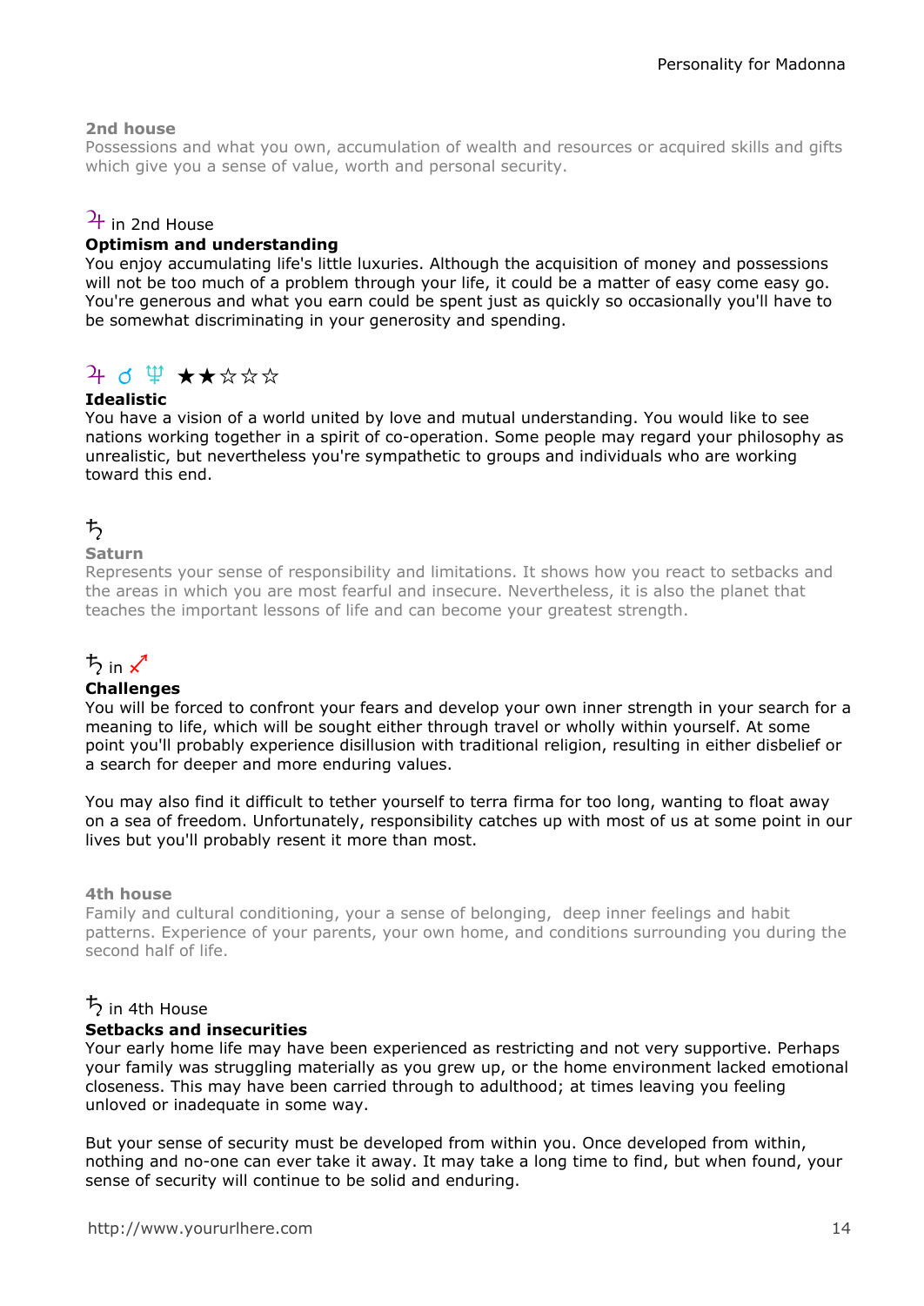**2nd house**
Possessions and what you own, accumulation of wealth and resources or acquired skills and gifts which give you a sense of value, worth and personal security.

♃ in 2nd House
**Optimism and understanding**
You enjoy accumulating life's little luxuries. Although the acquisition of money and possessions will not be too much of a problem through your life, it could be a matter of easy come easy go. You're generous and what you earn could be spent just as quickly so occasionally you'll have to be somewhat discriminating in your generosity and spending.

♃ ☌ ♆ ★★☆☆☆
**Idealistic**
You have a vision of a world united by love and mutual understanding. You would like to see nations working together in a spirit of co-operation. Some people may regard your philosophy as unrealistic, but nevertheless you're sympathetic to groups and individuals who are working toward this end.

♄
**Saturn**
Represents your sense of responsibility and limitations. It shows how you react to setbacks and the areas in which you are most fearful and insecure. Nevertheless, it is also the planet that teaches the important lessons of life and can become your greatest strength.

♄ in ♐
**Challenges**
You will be forced to confront your fears and develop your own inner strength in your search for a meaning to life, which will be sought either through travel or wholly within yourself. At some point you'll probably experience disillusion with traditional religion, resulting in either disbelief or a search for deeper and more enduring values.

You may also find it difficult to tether yourself to terra firma for too long, wanting to float away on a sea of freedom. Unfortunately, responsibility catches up with most of us at some point in our lives but you'll probably resent it more than most.

**4th house**
Family and cultural conditioning, your a sense of belonging, deep inner feelings and habit patterns. Experience of your parents, your own home, and conditions surrounding you during the second half of life.

♄ in 4th House
**Setbacks and insecurities**
Your early home life may have been experienced as restricting and not very supportive. Perhaps your family was struggling materially as you grew up, or the home environment lacked emotional closeness. This may have been carried through to adulthood; at times leaving you feeling unloved or inadequate in some way.

But your sense of security must be developed from within you. Once developed from within, nothing and no-one can ever take it away. It may take a long time to find, but when found, your sense of security will continue to be solid and enduring.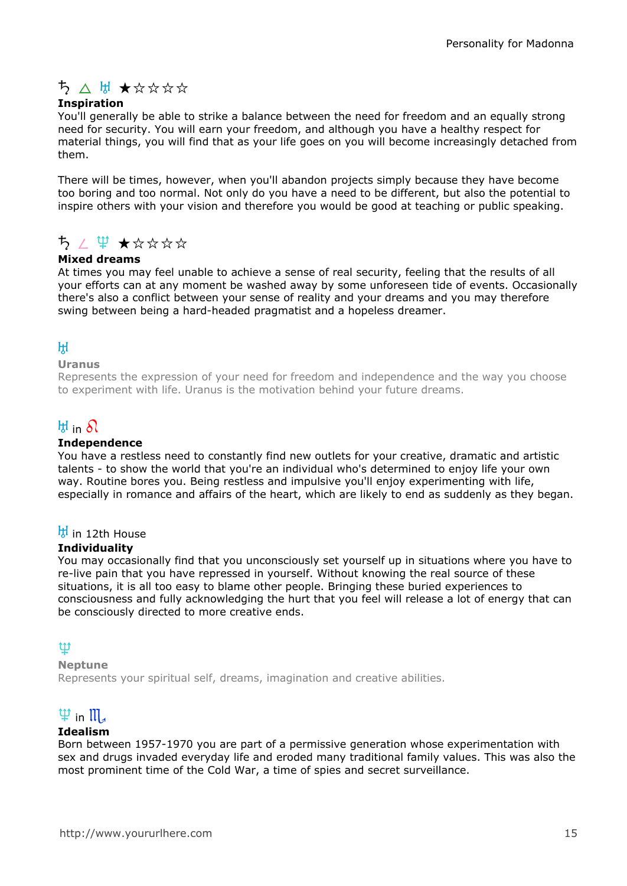♄ △ ♅ ★☆☆☆☆

**Inspiration**

You'll generally be able to strike a balance between the need for freedom and an equally strong need for security. You will earn your freedom, and although you have a healthy respect for material things, you will find that as your life goes on you will become increasingly detached from them.

There will be times, however, when you'll abandon projects simply because they have become too boring and too normal. Not only do you have a need to be different, but also the potential to inspire others with your vision and therefore you would be good at teaching or public speaking.

♄ ∠ ♆ ★☆☆☆☆

**Mixed dreams**

At times you may feel unable to achieve a sense of real security, feeling that the results of all your efforts can at any moment be washed away by some unforeseen tide of events. Occasionally there's also a conflict between your sense of reality and your dreams and you may therefore swing between being a hard-headed pragmatist and a hopeless dreamer.

♅

**Uranus**

Represents the expression of your need for freedom and independence and the way you choose to experiment with life. Uranus is the motivation behind your future dreams.

♅ in ♌

**Independence**

You have a restless need to constantly find new outlets for your creative, dramatic and artistic talents - to show the world that you're an individual who's determined to enjoy life your own way. Routine bores you. Being restless and impulsive you'll enjoy experimenting with life, especially in romance and affairs of the heart, which are likely to end as suddenly as they began.

♅ in 12th House

**Individuality**

You may occasionally find that you unconsciously set yourself up in situations where you have to re-live pain that you have repressed in yourself. Without knowing the real source of these situations, it is all too easy to blame other people. Bringing these buried experiences to consciousness and fully acknowledging the hurt that you feel will release a lot of energy that can be consciously directed to more creative ends.

♆

**Neptune**

Represents your spiritual self, dreams, imagination and creative abilities.

♆ in ♏

**Idealism**

Born between 1957-1970 you are part of a permissive generation whose experimentation with sex and drugs invaded everyday life and eroded many traditional family values. This was also the most prominent time of the Cold War, a time of spies and secret surveillance.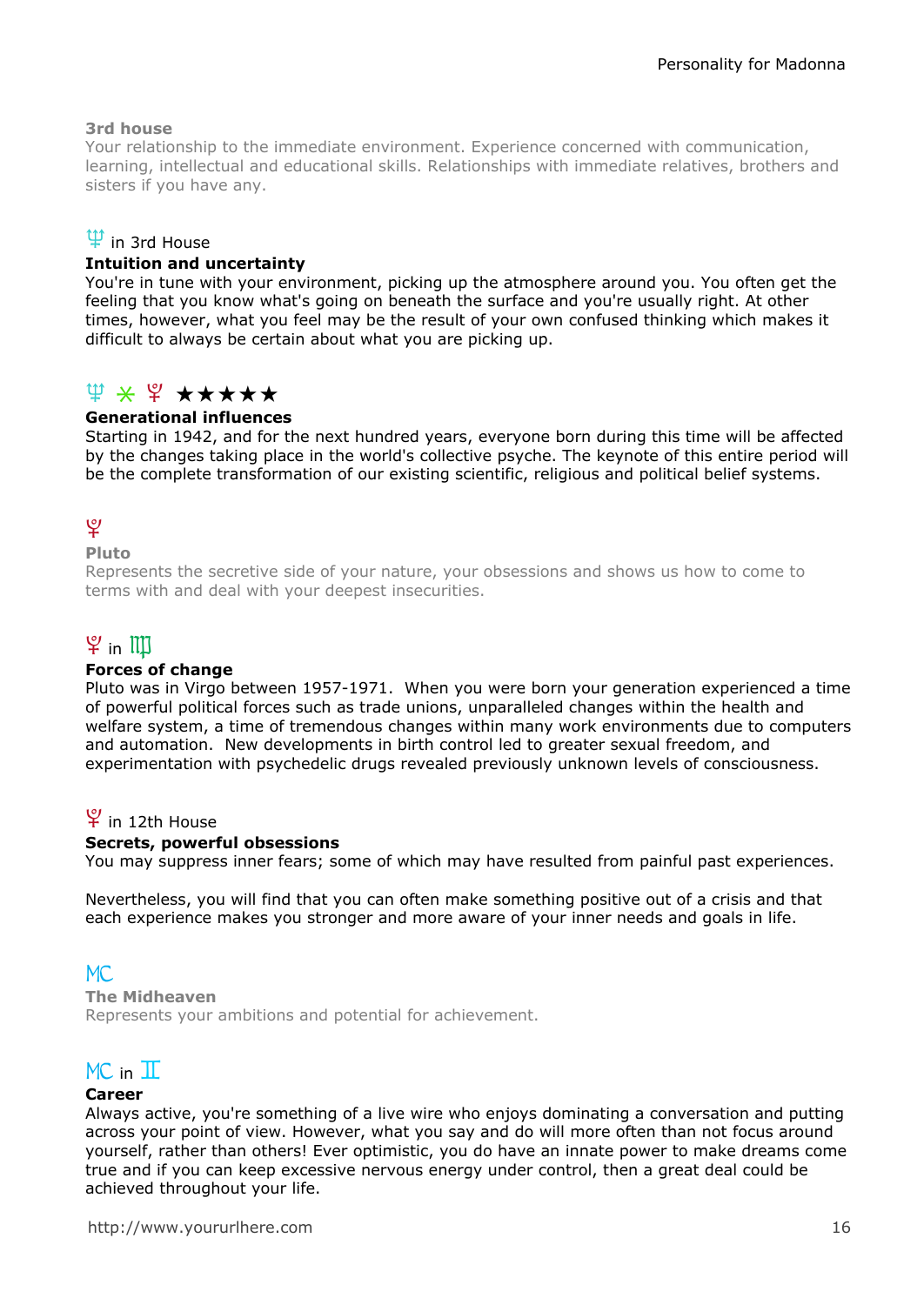### 3rd house

Your relationship to the immediate environment. Experience concerned with communication, learning, intellectual and educational skills. Relationships with immediate relatives, brothers and sisters if you have any.

♆ in 3rd House

**Intuition and uncertainty**

You're in tune with your environment, picking up the atmosphere around you. You often get the feeling that you know what's going on beneath the surface and you're usually right. At other times, however, what you feel may be the result of your own confused thinking which makes it difficult to always be certain about what you are picking up.

♆ ⚹ ♇ ★★★★★

**Generational influences**

Starting in 1942, and for the next hundred years, everyone born during this time will be affected by the changes taking place in the world's collective psyche. The keynote of this entire period will be the complete transformation of our existing scientific, religious and political belief systems.

♇

### Pluto

Represents the secretive side of your nature, your obsessions and shows us how to come to terms with and deal with your deepest insecurities.

♇ in ♍

**Forces of change**

Pluto was in Virgo between 1957-1971. When you were born your generation experienced a time of powerful political forces such as trade unions, unparalleled changes within the health and welfare system, a time of tremendous changes within many work environments due to computers and automation. New developments in birth control led to greater sexual freedom, and experimentation with psychedelic drugs revealed previously unknown levels of consciousness.

♇ in 12th House

**Secrets, powerful obsessions**

You may suppress inner fears; some of which may have resulted from painful past experiences.

Nevertheless, you will find that you can often make something positive out of a crisis and that each experience makes you stronger and more aware of your inner needs and goals in life.

MC

### The Midheaven

Represents your ambitions and potential for achievement.

MC in ♊

**Career**

Always active, you're something of a live wire who enjoys dominating a conversation and putting across your point of view. However, what you say and do will more often than not focus around yourself, rather than others! Ever optimistic, you do have an innate power to make dreams come true and if you can keep excessive nervous energy under control, then a great deal could be achieved throughout your life.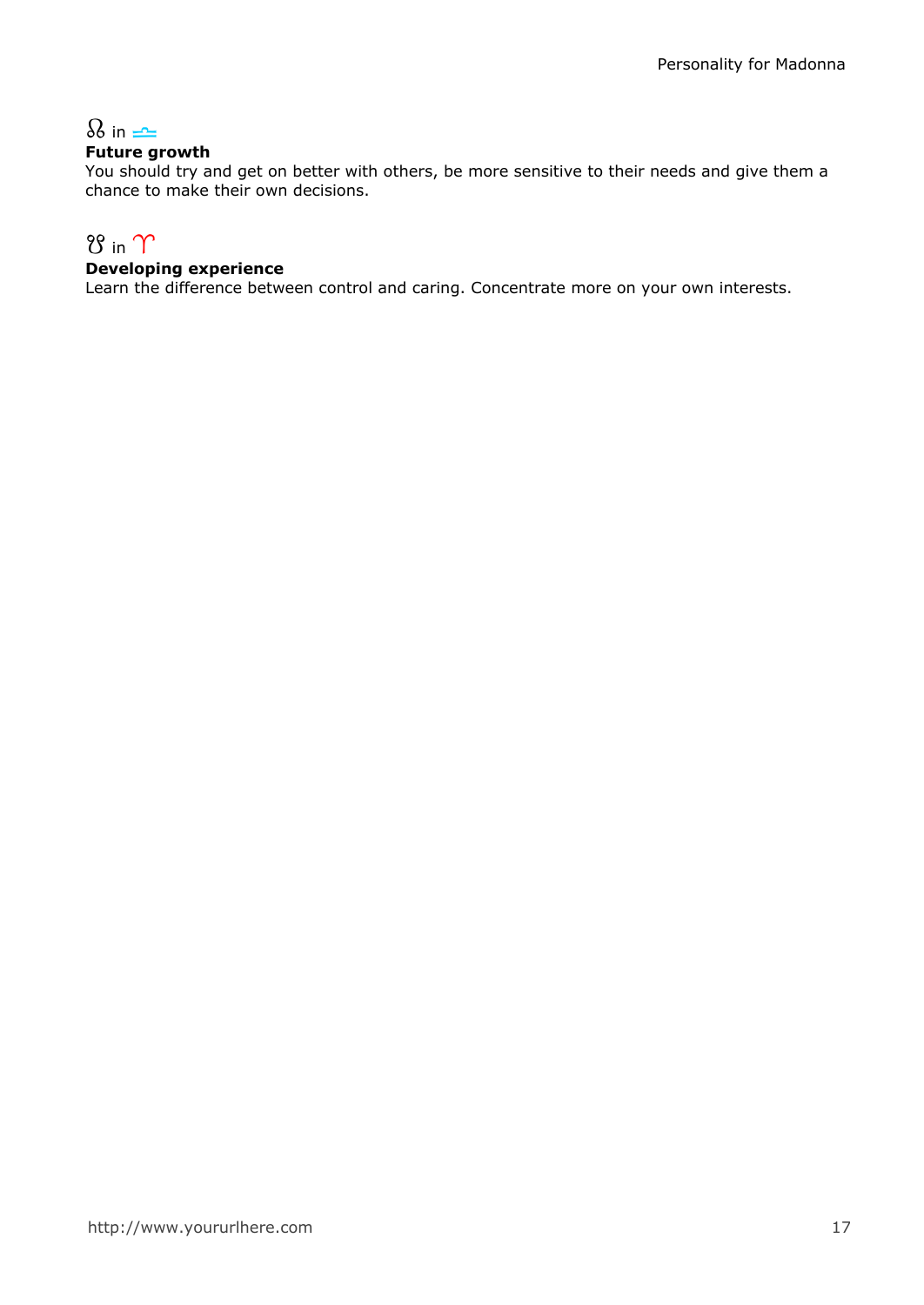☊ in ♎

**Future growth**
You should try and get on better with others, be more sensitive to their needs and give them a chance to make their own decisions.

☋ in ♈

**Developing experience**
Learn the difference between control and caring. Concentrate more on your own interests.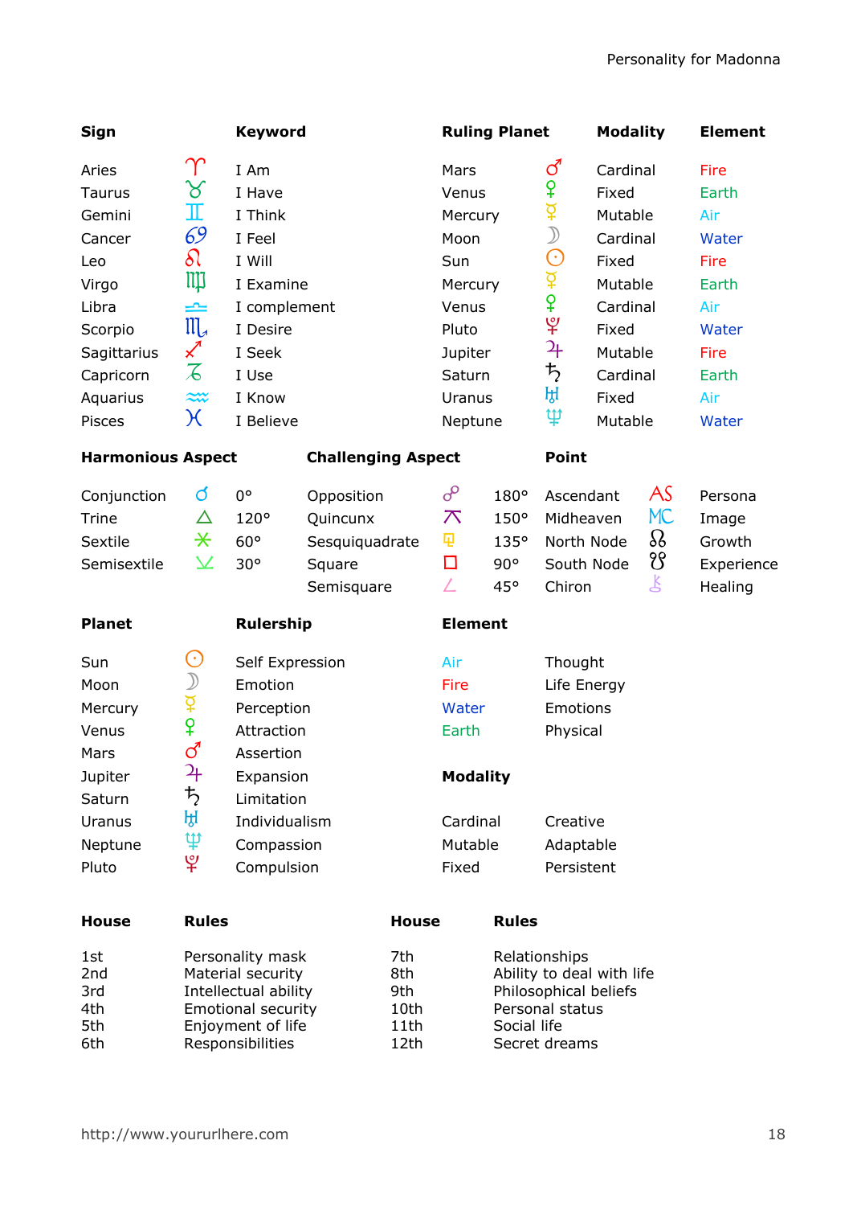| Sign | | Keyword | Ruling Planet | | Modality | Element |
|---|---|---|---|---|---|---|
| Aries | ♈ | I Am | Mars | ♂ | Cardinal | Fire |
| Taurus | ♉ | I Have | Venus | ♀ | Fixed | Earth |
| Gemini | ♊ | I Think | Mercury | ☿ | Mutable | Air |
| Cancer | ♋ | I Feel | Moon | ☽ | Cardinal | Water |
| Leo | ♌ | I Will | Sun | ☉ | Fixed | Fire |
| Virgo | ♍ | I Examine | Mercury | ☿ | Mutable | Earth |
| Libra | ♎ | I complement | Venus | ♀ | Cardinal | Air |
| Scorpio | ♏ | I Desire | Pluto | ♇ | Fixed | Water |
| Sagittarius | ♐ | I Seek | Jupiter | ♃ | Mutable | Fire |
| Capricorn | ♑ | I Use | Saturn | ♄ | Cardinal | Earth |
| Aquarius | ♒ | I Know | Uranus | ♅ | Fixed | Air |
| Pisces | ♓ | I Believe | Neptune | ♆ | Mutable | Water |

| Harmonious Aspect | | | Challenging Aspect | | | Point | | |
|---|---|---|---|---|---|---|---|---|
| Conjunction | ☌ | 0° | Opposition | ☍ | 180° | Ascendant | AS | Persona |
| Trine | △ | 120° | Quincunx | ⚻ | 150° | Midheaven | MC | Image |
| Sextile | ⚹ | 60° | Sesquiquadrate | ⚼ | 135° | North Node | ☊ | Growth |
| Semisextile | ⚺ | 30° | Square | □ | 90° | South Node | ☋ | Experience |
| | | | Semisquare | ∠ | 45° | Chiron | ⚷ | Healing |

| Planet | | Rulership |
|---|---|---|
| Sun | ☉ | Self Expression |
| Moon | ☽ | Emotion |
| Mercury | ☿ | Perception |
| Venus | ♀ | Attraction |
| Mars | ♂ | Assertion |
| Jupiter | ♃ | Expansion |
| Saturn | ♄ | Limitation |
| Uranus | ♅ | Individualism |
| Neptune | ♆ | Compassion |
| Pluto | ♇ | Compulsion |

| Element | |
|---|---|
| Air | Thought |
| Fire | Life Energy |
| Water | Emotions |
| Earth | Physical |

| Modality | |
|---|---|
| Cardinal | Creative |
| Mutable | Adaptable |
| Fixed | Persistent |

| House | Rules | House | Rules |
|---|---|---|---|
| 1st | Personality mask | 7th | Relationships |
| 2nd | Material security | 8th | Ability to deal with life |
| 3rd | Intellectual ability | 9th | Philosophical beliefs |
| 4th | Emotional security | 10th | Personal status |
| 5th | Enjoyment of life | 11th | Social life |
| 6th | Responsibilities | 12th | Secret dreams |